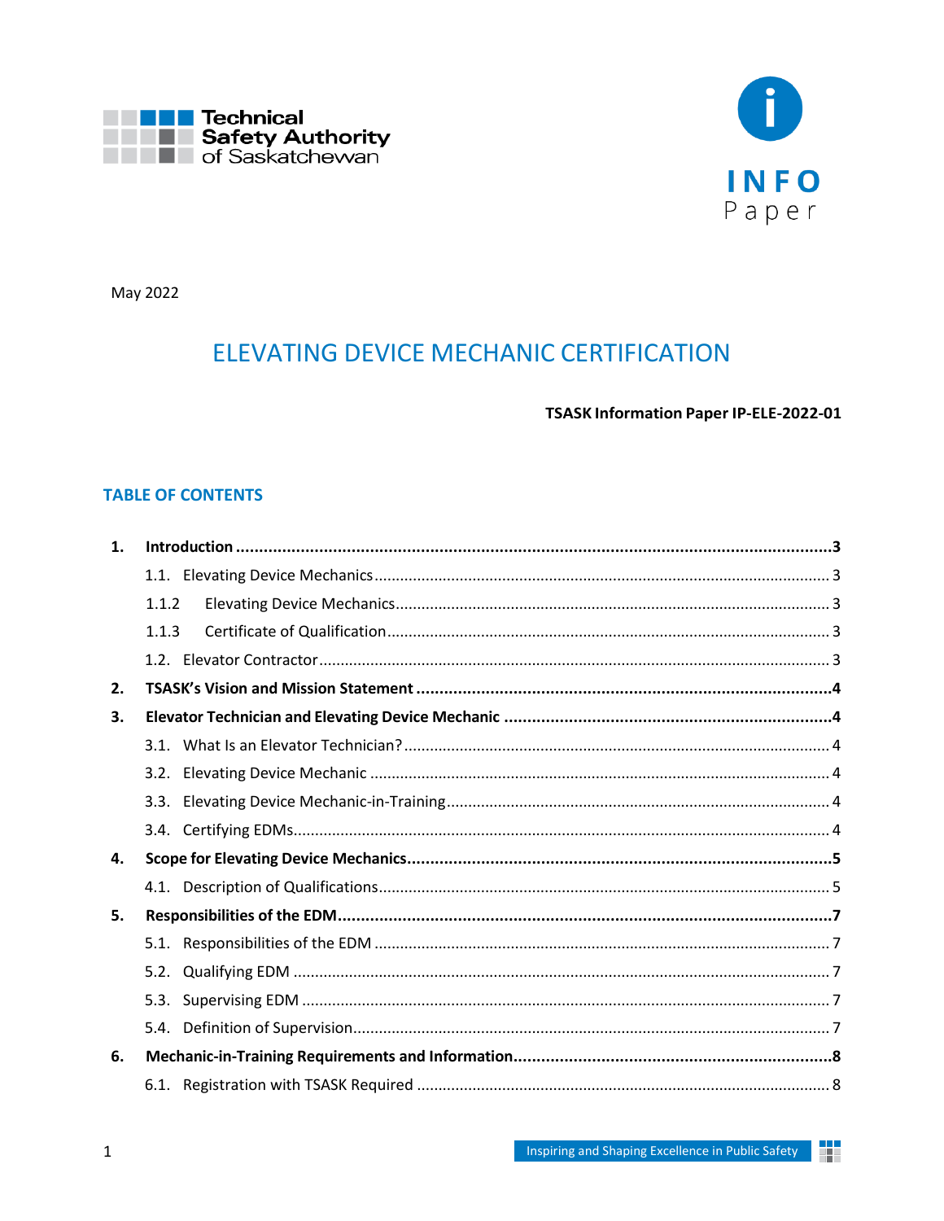Technical Safety Authority of Saskatchewan

INFO Paper

May 2022

# ELEVATING DEVICE MECHANIC CERTIFICATION

**TSASK Information Paper IP-ELE-2022-01**

## TABLE OF CONTENTS

| | | |
|---|---|---|
| **1.** | **Introduction** | **3** |
| | 1.1. Elevating Device Mechanics | 3 |
| | 1.1.2 Elevating Device Mechanics | 3 |
| | 1.1.3 Certificate of Qualification | 3 |
| | 1.2. Elevator Contractor | 3 |
| **2.** | **TSASK's Vision and Mission Statement** | **4** |
| **3.** | **Elevator Technician and Elevating Device Mechanic** | **4** |
| | 3.1. What Is an Elevator Technician? | 4 |
| | 3.2. Elevating Device Mechanic | 4 |
| | 3.3. Elevating Device Mechanic-in-Training | 4 |
| | 3.4. Certifying EDMs | 4 |
| **4.** | **Scope for Elevating Device Mechanics** | **5** |
| | 4.1. Description of Qualifications | 5 |
| **5.** | **Responsibilities of the EDM** | **7** |
| | 5.1. Responsibilities of the EDM | 7 |
| | 5.2. Qualifying EDM | 7 |
| | 5.3. Supervising EDM | 7 |
| | 5.4. Definition of Supervision | 7 |
| **6.** | **Mechanic-in-Training Requirements and Information** | **8** |
| | 6.1. Registration with TSASK Required | 8 |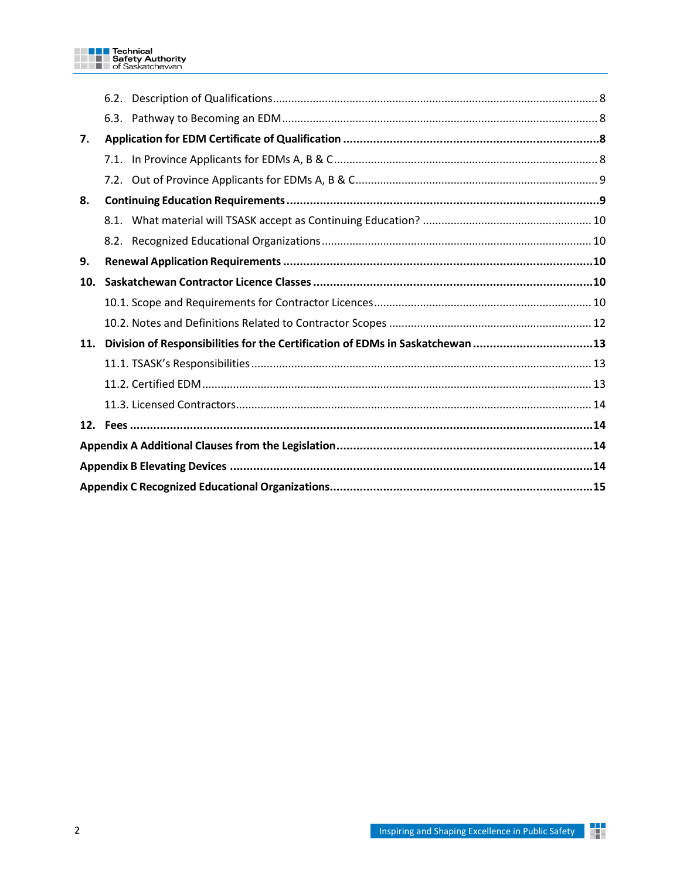- 6.2. Description of Qualifications ........ 8
- 6.3. Pathway to Becoming an EDM ........ 8

**7. Application for EDM Certificate of Qualification ........ 8**

- 7.1. In Province Applicants for EDMs A, B & C ........ 8
- 7.2. Out of Province Applicants for EDMs A, B & C ........ 9

**8. Continuing Education Requirements ........ 9**

- 8.1. What material will TSASK accept as Continuing Education? ........ 10
- 8.2. Recognized Educational Organizations ........ 10

**9. Renewal Application Requirements ........ 10**

**10. Saskatchewan Contractor Licence Classes ........ 10**

- 10.1. Scope and Requirements for Contractor Licences ........ 10
- 10.2. Notes and Definitions Related to Contractor Scopes ........ 12

**11. Division of Responsibilities for the Certification of EDMs in Saskatchewan ........ 13**

- 11.1. TSASK's Responsibilities ........ 13
- 11.2. Certified EDM ........ 13
- 11.3. Licensed Contractors ........ 14

**12. Fees ........ 14**

**Appendix A Additional Clauses from the Legislation ........ 14**

**Appendix B Elevating Devices ........ 14**

**Appendix C Recognized Educational Organizations ........ 15**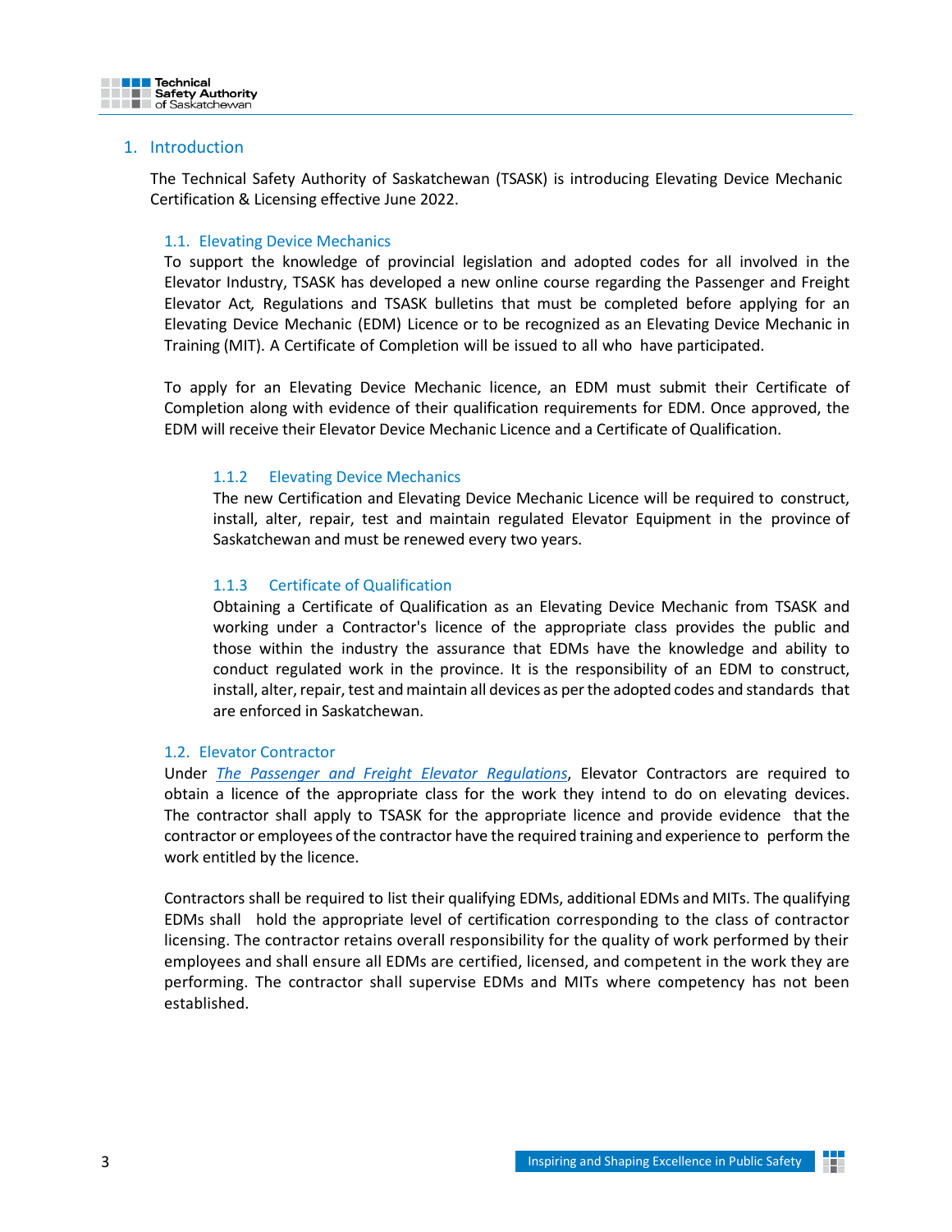## 1. Introduction

The Technical Safety Authority of Saskatchewan (TSASK) is introducing Elevating Device Mechanic Certification & Licensing effective June 2022.

### 1.1. Elevating Device Mechanics

To support the knowledge of provincial legislation and adopted codes for all involved in the Elevator Industry, TSASK has developed a new online course regarding the Passenger and Freight Elevator Act, Regulations and TSASK bulletins that must be completed before applying for an Elevating Device Mechanic (EDM) Licence or to be recognized as an Elevating Device Mechanic in Training (MIT). A Certificate of Completion will be issued to all who have participated.

To apply for an Elevating Device Mechanic licence, an EDM must submit their Certificate of Completion along with evidence of their qualification requirements for EDM. Once approved, the EDM will receive their Elevator Device Mechanic Licence and a Certificate of Qualification.

#### 1.1.2 Elevating Device Mechanics

The new Certification and Elevating Device Mechanic Licence will be required to construct, install, alter, repair, test and maintain regulated Elevator Equipment in the province of Saskatchewan and must be renewed every two years.

#### 1.1.3 Certificate of Qualification

Obtaining a Certificate of Qualification as an Elevating Device Mechanic from TSASK and working under a Contractor's licence of the appropriate class provides the public and those within the industry the assurance that EDMs have the knowledge and ability to conduct regulated work in the province. It is the responsibility of an EDM to construct, install, alter, repair, test and maintain all devices as per the adopted codes and standards that are enforced in Saskatchewan.

### 1.2. Elevator Contractor

Under *The Passenger and Freight Elevator Regulations*, Elevator Contractors are required to obtain a licence of the appropriate class for the work they intend to do on elevating devices. The contractor shall apply to TSASK for the appropriate licence and provide evidence that the contractor or employees of the contractor have the required training and experience to perform the work entitled by the licence.

Contractors shall be required to list their qualifying EDMs, additional EDMs and MITs. The qualifying EDMs shall hold the appropriate level of certification corresponding to the class of contractor licensing. The contractor retains overall responsibility for the quality of work performed by their employees and shall ensure all EDMs are certified, licensed, and competent in the work they are performing. The contractor shall supervise EDMs and MITs where competency has not been established.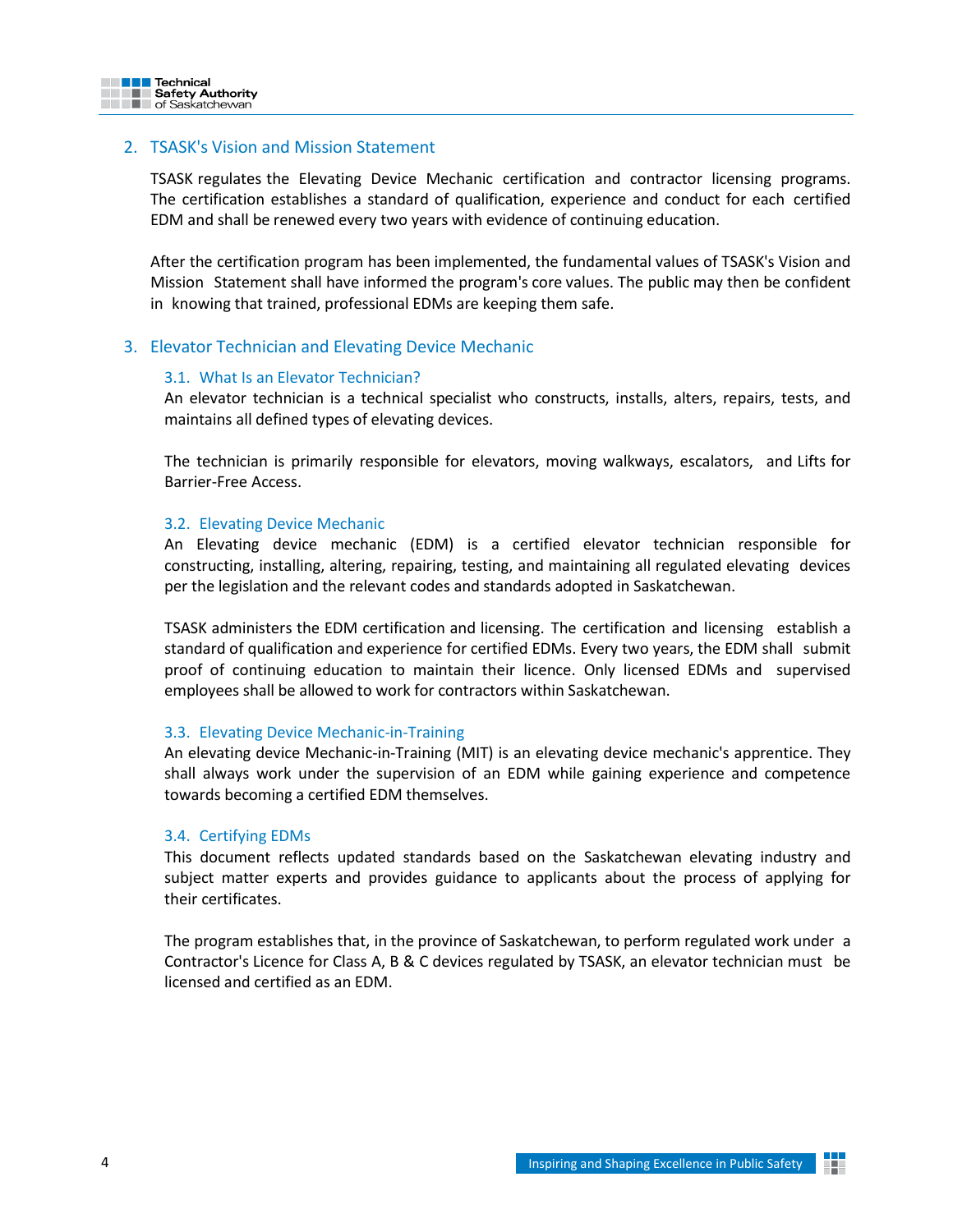## 2. TSASK's Vision and Mission Statement

TSASK regulates the Elevating Device Mechanic certification and contractor licensing programs. The certification establishes a standard of qualification, experience and conduct for each certified EDM and shall be renewed every two years with evidence of continuing education.

After the certification program has been implemented, the fundamental values of TSASK's Vision and Mission Statement shall have informed the program's core values. The public may then be confident in knowing that trained, professional EDMs are keeping them safe.

## 3. Elevator Technician and Elevating Device Mechanic

### 3.1. What Is an Elevator Technician?

An elevator technician is a technical specialist who constructs, installs, alters, repairs, tests, and maintains all defined types of elevating devices.

The technician is primarily responsible for elevators, moving walkways, escalators, and Lifts for Barrier-Free Access.

### 3.2. Elevating Device Mechanic

An Elevating device mechanic (EDM) is a certified elevator technician responsible for constructing, installing, altering, repairing, testing, and maintaining all regulated elevating devices per the legislation and the relevant codes and standards adopted in Saskatchewan.

TSASK administers the EDM certification and licensing. The certification and licensing establish a standard of qualification and experience for certified EDMs. Every two years, the EDM shall submit proof of continuing education to maintain their licence. Only licensed EDMs and supervised employees shall be allowed to work for contractors within Saskatchewan.

### 3.3. Elevating Device Mechanic-in-Training

An elevating device Mechanic-in-Training (MIT) is an elevating device mechanic's apprentice. They shall always work under the supervision of an EDM while gaining experience and competence towards becoming a certified EDM themselves.

### 3.4. Certifying EDMs

This document reflects updated standards based on the Saskatchewan elevating industry and subject matter experts and provides guidance to applicants about the process of applying for their certificates.

The program establishes that, in the province of Saskatchewan, to perform regulated work under a Contractor's Licence for Class A, B & C devices regulated by TSASK, an elevator technician must be licensed and certified as an EDM.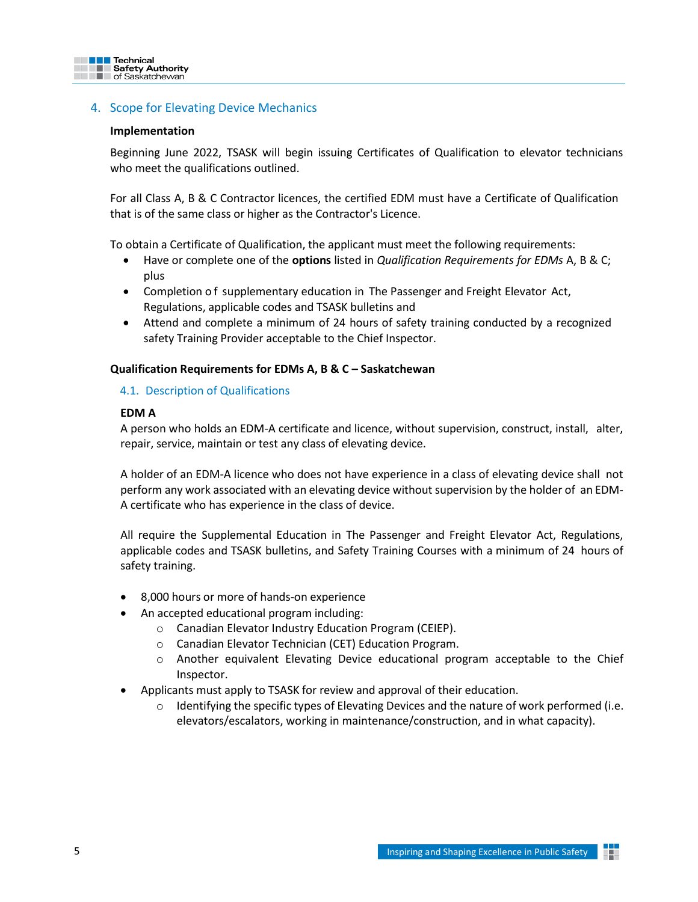## 4. Scope for Elevating Device Mechanics

**Implementation**

Beginning June 2022, TSASK will begin issuing Certificates of Qualification to elevator technicians who meet the qualifications outlined.

For all Class A, B & C Contractor licences, the certified EDM must have a Certificate of Qualification that is of the same class or higher as the Contractor's Licence.

To obtain a Certificate of Qualification, the applicant must meet the following requirements:

- Have or complete one of the **options** listed in *Qualification Requirements for EDMs* A, B & C; plus
- Completion of supplementary education in The Passenger and Freight Elevator Act, Regulations, applicable codes and TSASK bulletins and
- Attend and complete a minimum of 24 hours of safety training conducted by a recognized safety Training Provider acceptable to the Chief Inspector.

**Qualification Requirements for EDMs A, B & C – Saskatchewan**

### 4.1. Description of Qualifications

**EDM A**

A person who holds an EDM-A certificate and licence, without supervision, construct, install, alter, repair, service, maintain or test any class of elevating device.

A holder of an EDM-A licence who does not have experience in a class of elevating device shall not perform any work associated with an elevating device without supervision by the holder of an EDM-A certificate who has experience in the class of device.

All require the Supplemental Education in The Passenger and Freight Elevator Act, Regulations, applicable codes and TSASK bulletins, and Safety Training Courses with a minimum of 24 hours of safety training.

- 8,000 hours or more of hands-on experience
- An accepted educational program including:
  - Canadian Elevator Industry Education Program (CEIEP).
  - Canadian Elevator Technician (CET) Education Program.
  - Another equivalent Elevating Device educational program acceptable to the Chief Inspector.
- Applicants must apply to TSASK for review and approval of their education.
  - Identifying the specific types of Elevating Devices and the nature of work performed (i.e. elevators/escalators, working in maintenance/construction, and in what capacity).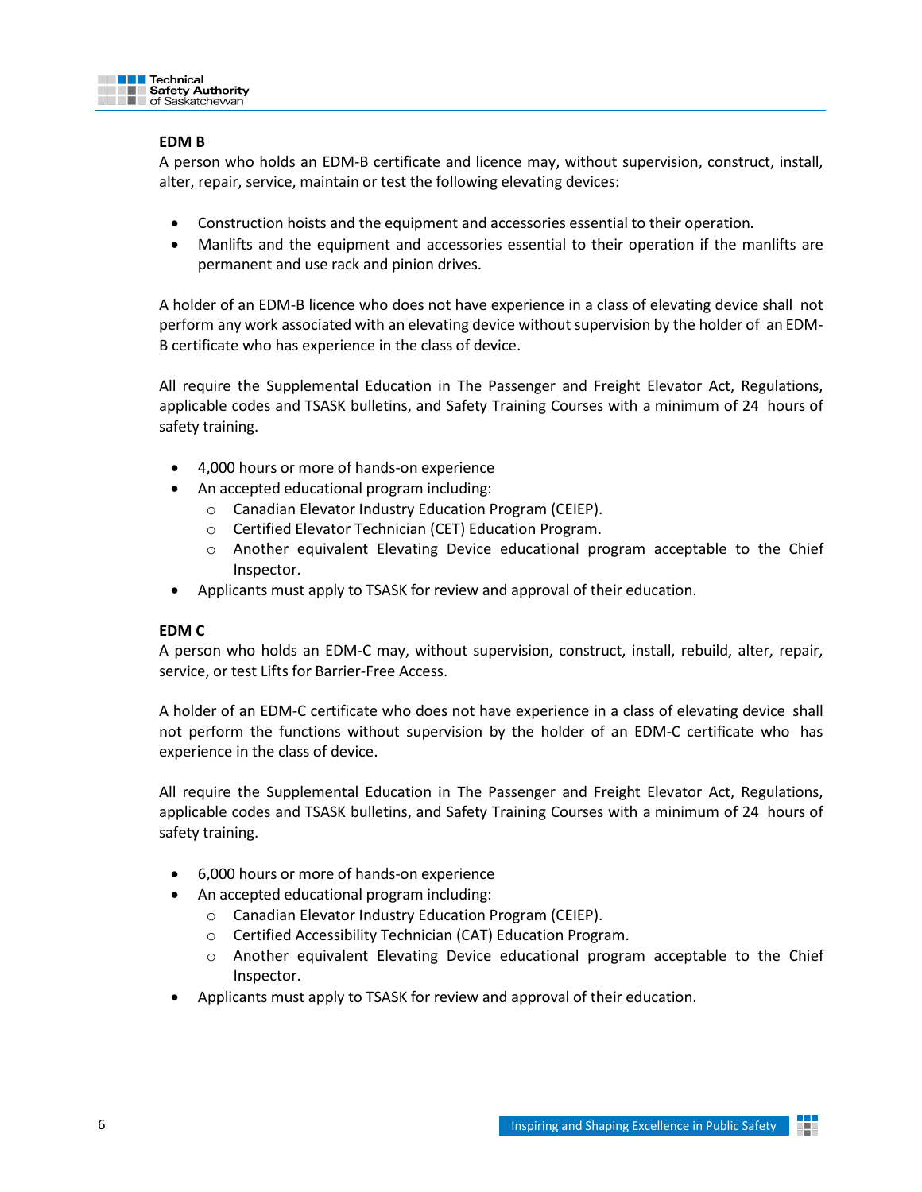**EDM B**

A person who holds an EDM-B certificate and licence may, without supervision, construct, install, alter, repair, service, maintain or test the following elevating devices:

- Construction hoists and the equipment and accessories essential to their operation.
- Manlifts and the equipment and accessories essential to their operation if the manlifts are permanent and use rack and pinion drives.

A holder of an EDM-B licence who does not have experience in a class of elevating device shall not perform any work associated with an elevating device without supervision by the holder of an EDM-B certificate who has experience in the class of device.

All require the Supplemental Education in The Passenger and Freight Elevator Act, Regulations, applicable codes and TSASK bulletins, and Safety Training Courses with a minimum of 24 hours of safety training.

- 4,000 hours or more of hands-on experience
- An accepted educational program including:
  - Canadian Elevator Industry Education Program (CEIEP).
  - Certified Elevator Technician (CET) Education Program.
  - Another equivalent Elevating Device educational program acceptable to the Chief Inspector.
- Applicants must apply to TSASK for review and approval of their education.

**EDM C**

A person who holds an EDM-C may, without supervision, construct, install, rebuild, alter, repair, service, or test Lifts for Barrier-Free Access.

A holder of an EDM-C certificate who does not have experience in a class of elevating device shall not perform the functions without supervision by the holder of an EDM-C certificate who has experience in the class of device.

All require the Supplemental Education in The Passenger and Freight Elevator Act, Regulations, applicable codes and TSASK bulletins, and Safety Training Courses with a minimum of 24 hours of safety training.

- 6,000 hours or more of hands-on experience
- An accepted educational program including:
  - Canadian Elevator Industry Education Program (CEIEP).
  - Certified Accessibility Technician (CAT) Education Program.
  - Another equivalent Elevating Device educational program acceptable to the Chief Inspector.
- Applicants must apply to TSASK for review and approval of their education.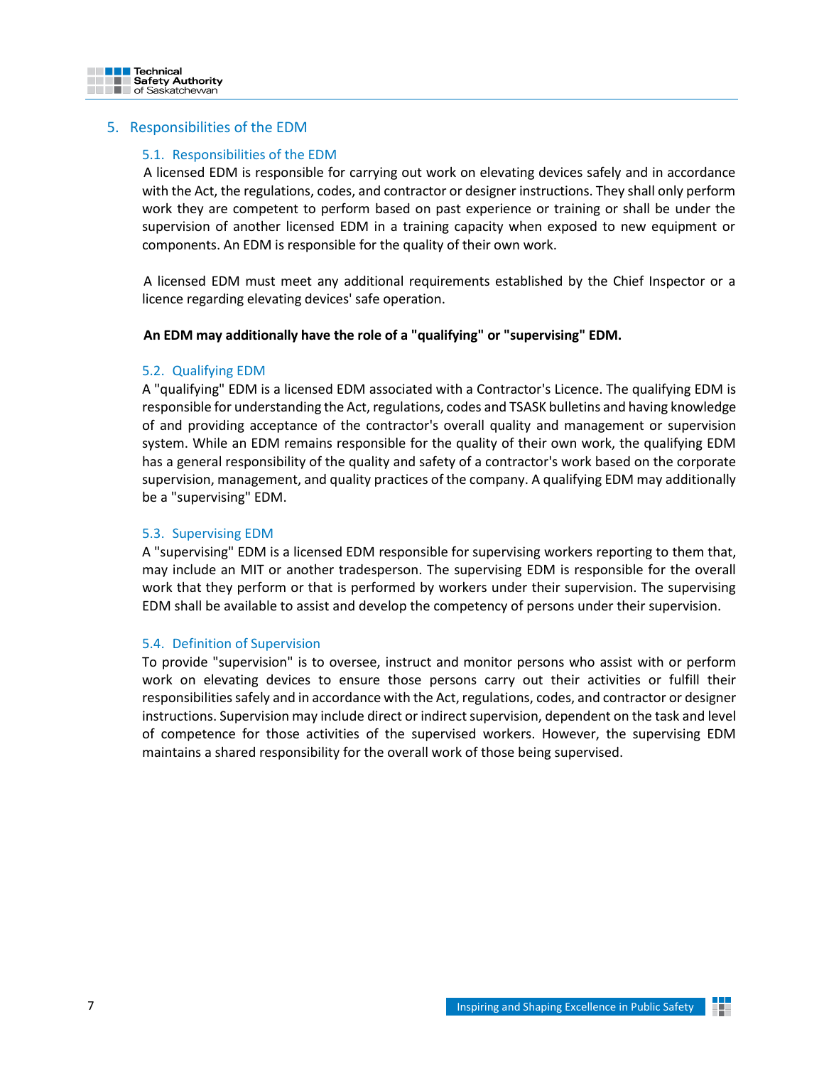## 5. Responsibilities of the EDM

### 5.1. Responsibilities of the EDM

A licensed EDM is responsible for carrying out work on elevating devices safely and in accordance with the Act, the regulations, codes, and contractor or designer instructions. They shall only perform work they are competent to perform based on past experience or training or shall be under the supervision of another licensed EDM in a training capacity when exposed to new equipment or components. An EDM is responsible for the quality of their own work.

A licensed EDM must meet any additional requirements established by the Chief Inspector or a licence regarding elevating devices' safe operation.

**An EDM may additionally have the role of a "qualifying" or "supervising" EDM.**

### 5.2. Qualifying EDM

A "qualifying" EDM is a licensed EDM associated with a Contractor's Licence. The qualifying EDM is responsible for understanding the Act, regulations, codes and TSASK bulletins and having knowledge of and providing acceptance of the contractor's overall quality and management or supervision system. While an EDM remains responsible for the quality of their own work, the qualifying EDM has a general responsibility of the quality and safety of a contractor's work based on the corporate supervision, management, and quality practices of the company. A qualifying EDM may additionally be a "supervising" EDM.

### 5.3. Supervising EDM

A "supervising" EDM is a licensed EDM responsible for supervising workers reporting to them that, may include an MIT or another tradesperson. The supervising EDM is responsible for the overall work that they perform or that is performed by workers under their supervision. The supervising EDM shall be available to assist and develop the competency of persons under their supervision.

### 5.4. Definition of Supervision

To provide "supervision" is to oversee, instruct and monitor persons who assist with or perform work on elevating devices to ensure those persons carry out their activities or fulfill their responsibilities safely and in accordance with the Act, regulations, codes, and contractor or designer instructions. Supervision may include direct or indirect supervision, dependent on the task and level of competence for those activities of the supervised workers. However, the supervising EDM maintains a shared responsibility for the overall work of those being supervised.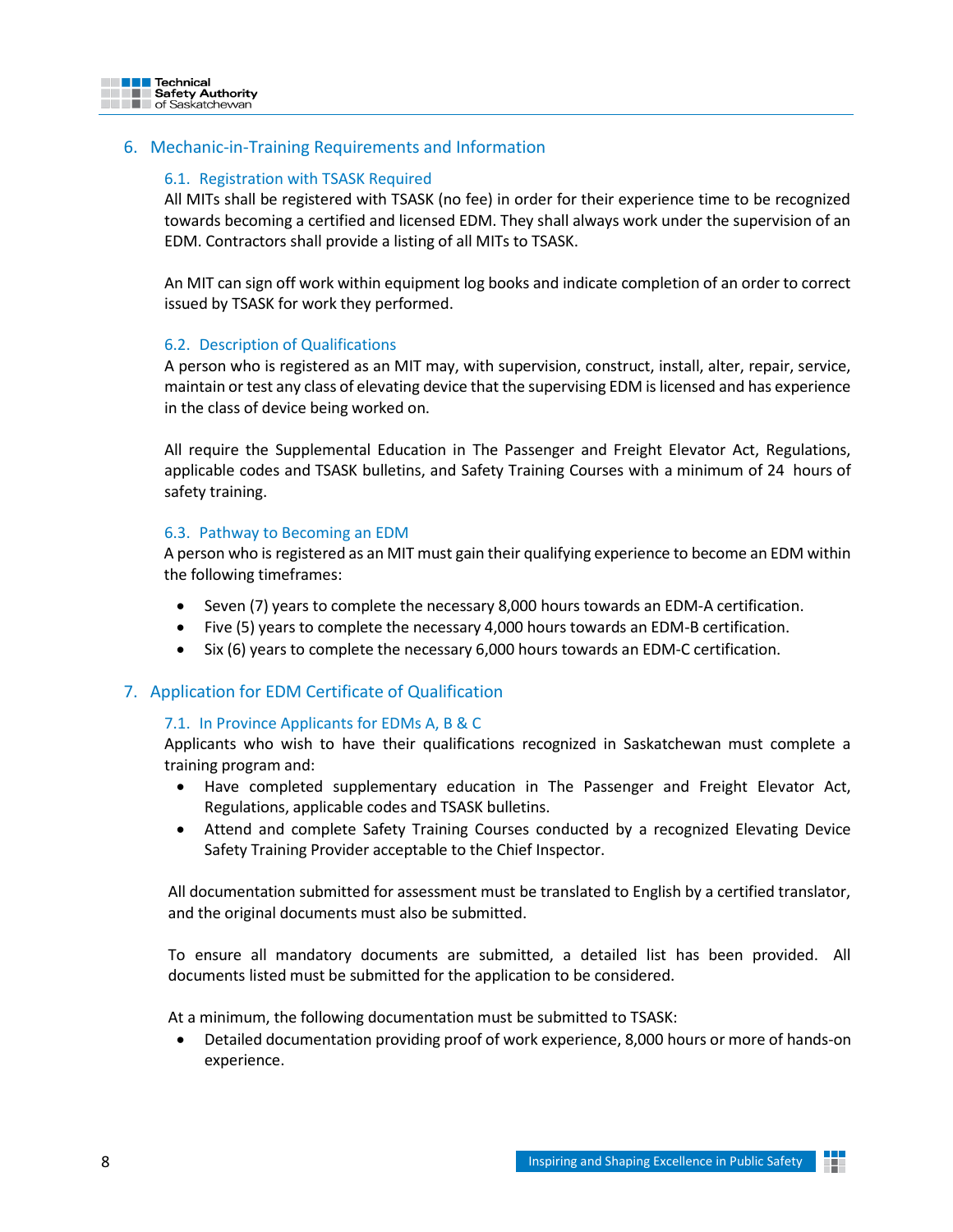## 6. Mechanic-in-Training Requirements and Information

### 6.1. Registration with TSASK Required

All MITs shall be registered with TSASK (no fee) in order for their experience time to be recognized towards becoming a certified and licensed EDM. They shall always work under the supervision of an EDM. Contractors shall provide a listing of all MITs to TSASK.

An MIT can sign off work within equipment log books and indicate completion of an order to correct issued by TSASK for work they performed.

### 6.2. Description of Qualifications

A person who is registered as an MIT may, with supervision, construct, install, alter, repair, service, maintain or test any class of elevating device that the supervising EDM is licensed and has experience in the class of device being worked on.

All require the Supplemental Education in The Passenger and Freight Elevator Act, Regulations, applicable codes and TSASK bulletins, and Safety Training Courses with a minimum of 24 hours of safety training.

### 6.3. Pathway to Becoming an EDM

A person who is registered as an MIT must gain their qualifying experience to become an EDM within the following timeframes:

- Seven (7) years to complete the necessary 8,000 hours towards an EDM-A certification.
- Five (5) years to complete the necessary 4,000 hours towards an EDM-B certification.
- Six (6) years to complete the necessary 6,000 hours towards an EDM-C certification.

## 7. Application for EDM Certificate of Qualification

### 7.1. In Province Applicants for EDMs A, B & C

Applicants who wish to have their qualifications recognized in Saskatchewan must complete a training program and:

- Have completed supplementary education in The Passenger and Freight Elevator Act, Regulations, applicable codes and TSASK bulletins.
- Attend and complete Safety Training Courses conducted by a recognized Elevating Device Safety Training Provider acceptable to the Chief Inspector.

All documentation submitted for assessment must be translated to English by a certified translator, and the original documents must also be submitted.

To ensure all mandatory documents are submitted, a detailed list has been provided. All documents listed must be submitted for the application to be considered.

At a minimum, the following documentation must be submitted to TSASK:

- Detailed documentation providing proof of work experience, 8,000 hours or more of hands-on experience.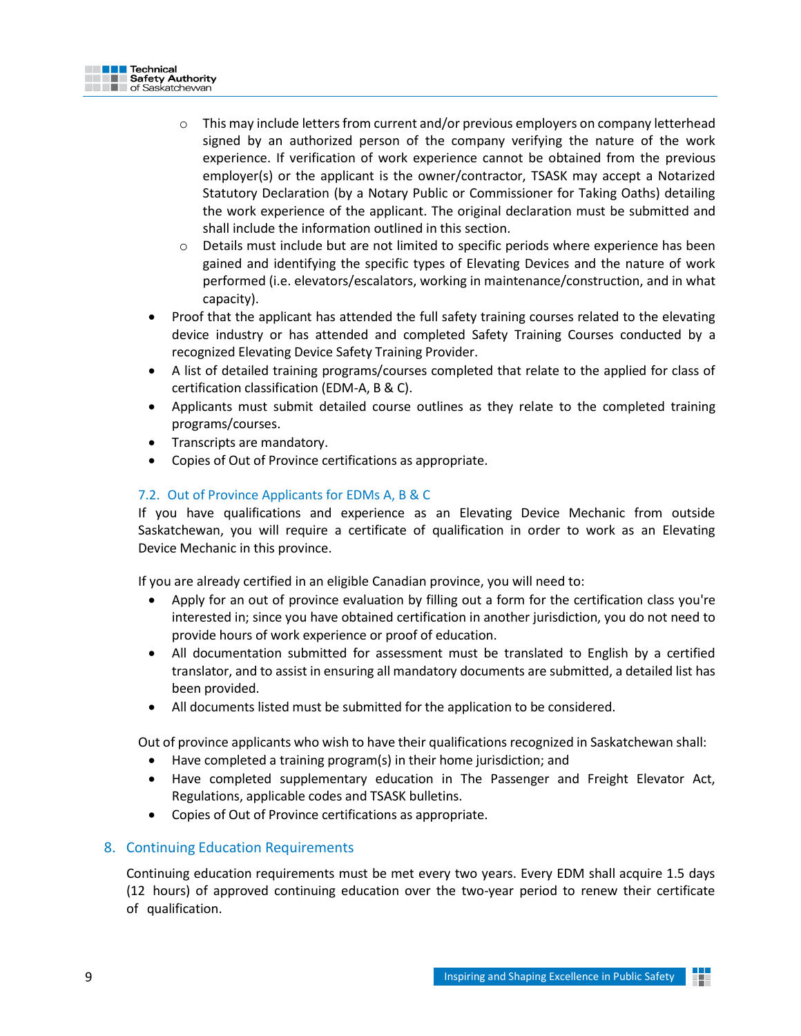- This may include letters from current and/or previous employers on company letterhead signed by an authorized person of the company verifying the nature of the work experience. If verification of work experience cannot be obtained from the previous employer(s) or the applicant is the owner/contractor, TSASK may accept a Notarized Statutory Declaration (by a Notary Public or Commissioner for Taking Oaths) detailing the work experience of the applicant. The original declaration must be submitted and shall include the information outlined in this section.
  - Details must include but are not limited to specific periods where experience has been gained and identifying the specific types of Elevating Devices and the nature of work performed (i.e. elevators/escalators, working in maintenance/construction, and in what capacity).
- Proof that the applicant has attended the full safety training courses related to the elevating device industry or has attended and completed Safety Training Courses conducted by a recognized Elevating Device Safety Training Provider.
- A list of detailed training programs/courses completed that relate to the applied for class of certification classification (EDM-A, B & C).
- Applicants must submit detailed course outlines as they relate to the completed training programs/courses.
- Transcripts are mandatory.
- Copies of Out of Province certifications as appropriate.

### 7.2. Out of Province Applicants for EDMs A, B & C

If you have qualifications and experience as an Elevating Device Mechanic from outside Saskatchewan, you will require a certificate of qualification in order to work as an Elevating Device Mechanic in this province.

If you are already certified in an eligible Canadian province, you will need to:

- Apply for an out of province evaluation by filling out a form for the certification class you're interested in; since you have obtained certification in another jurisdiction, you do not need to provide hours of work experience or proof of education.
- All documentation submitted for assessment must be translated to English by a certified translator, and to assist in ensuring all mandatory documents are submitted, a detailed list has been provided.
- All documents listed must be submitted for the application to be considered.

Out of province applicants who wish to have their qualifications recognized in Saskatchewan shall:

- Have completed a training program(s) in their home jurisdiction; and
- Have completed supplementary education in The Passenger and Freight Elevator Act, Regulations, applicable codes and TSASK bulletins.
- Copies of Out of Province certifications as appropriate.

## 8. Continuing Education Requirements

Continuing education requirements must be met every two years. Every EDM shall acquire 1.5 days (12 hours) of approved continuing education over the two-year period to renew their certificate of qualification.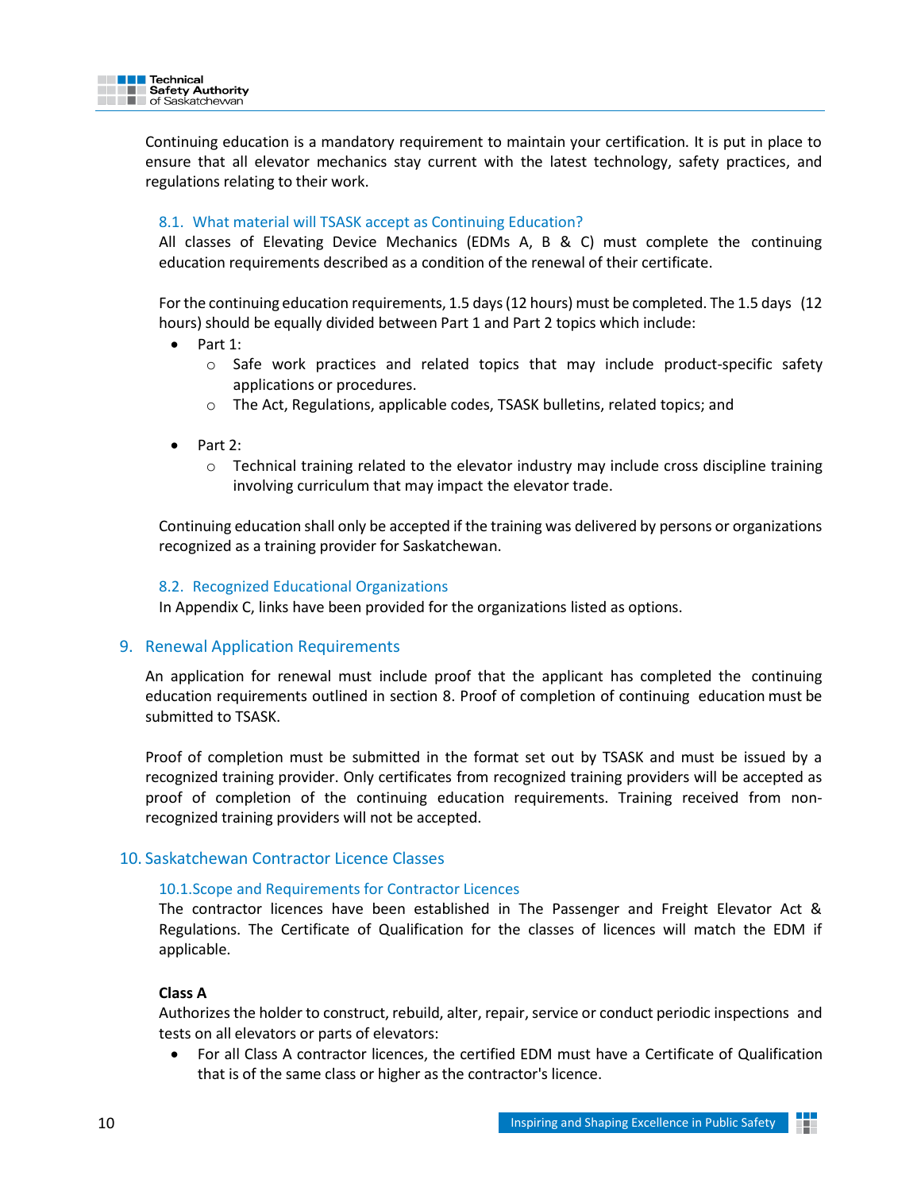Continuing education is a mandatory requirement to maintain your certification. It is put in place to ensure that all elevator mechanics stay current with the latest technology, safety practices, and regulations relating to their work.

### 8.1. What material will TSASK accept as Continuing Education?

All classes of Elevating Device Mechanics (EDMs A, B & C) must complete the continuing education requirements described as a condition of the renewal of their certificate.

For the continuing education requirements, 1.5 days (12 hours) must be completed. The 1.5 days (12 hours) should be equally divided between Part 1 and Part 2 topics which include:

- Part 1:
  - Safe work practices and related topics that may include product-specific safety applications or procedures.
  - The Act, Regulations, applicable codes, TSASK bulletins, related topics; and
- Part 2:
  - Technical training related to the elevator industry may include cross discipline training involving curriculum that may impact the elevator trade.

Continuing education shall only be accepted if the training was delivered by persons or organizations recognized as a training provider for Saskatchewan.

### 8.2. Recognized Educational Organizations

In Appendix C, links have been provided for the organizations listed as options.

## 9. Renewal Application Requirements

An application for renewal must include proof that the applicant has completed the continuing education requirements outlined in section 8. Proof of completion of continuing education must be submitted to TSASK.

Proof of completion must be submitted in the format set out by TSASK and must be issued by a recognized training provider. Only certificates from recognized training providers will be accepted as proof of completion of the continuing education requirements. Training received from non-recognized training providers will not be accepted.

## 10. Saskatchewan Contractor Licence Classes

### 10.1. Scope and Requirements for Contractor Licences

The contractor licences have been established in The Passenger and Freight Elevator Act & Regulations. The Certificate of Qualification for the classes of licences will match the EDM if applicable.

**Class A**

Authorizes the holder to construct, rebuild, alter, repair, service or conduct periodic inspections and tests on all elevators or parts of elevators:

- For all Class A contractor licences, the certified EDM must have a Certificate of Qualification that is of the same class or higher as the contractor's licence.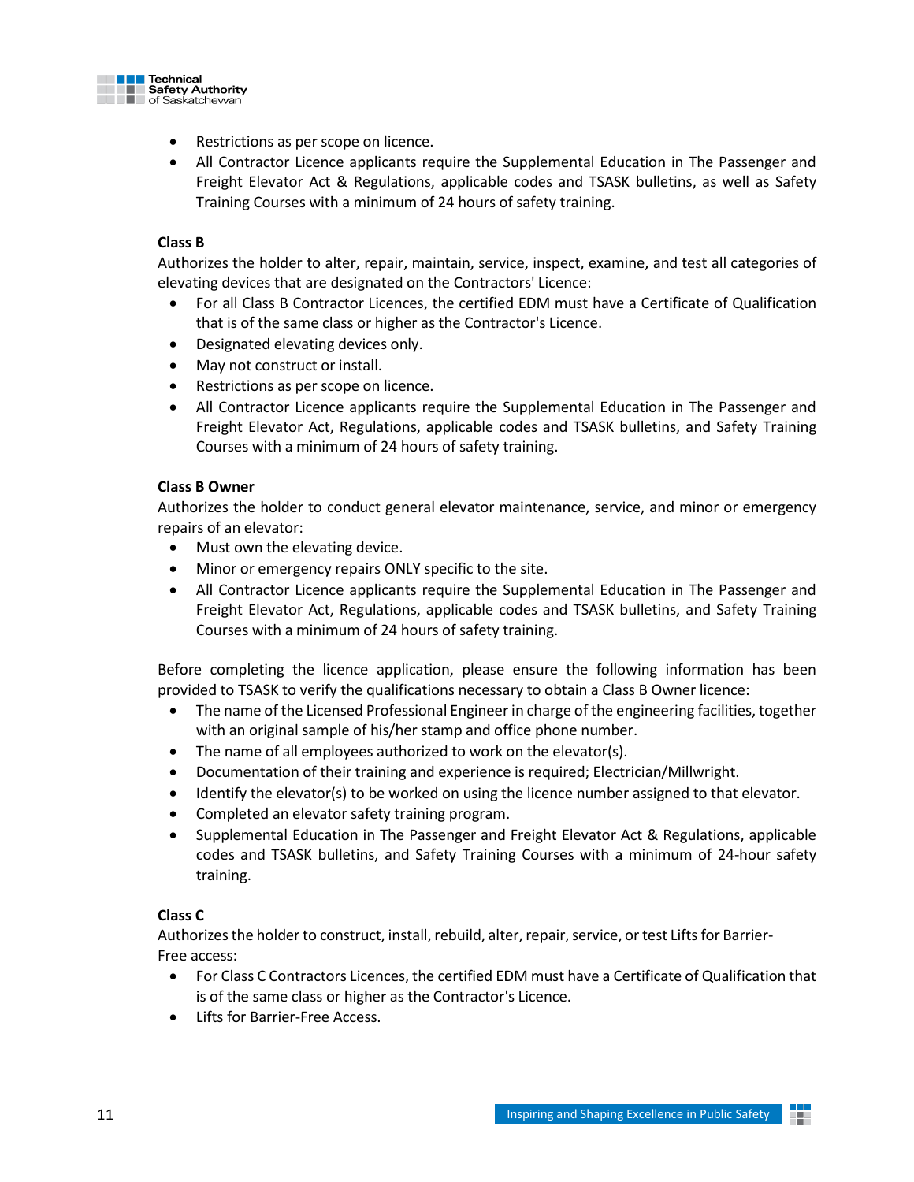- Restrictions as per scope on licence.
- All Contractor Licence applicants require the Supplemental Education in The Passenger and Freight Elevator Act & Regulations, applicable codes and TSASK bulletins, as well as Safety Training Courses with a minimum of 24 hours of safety training.

**Class B**

Authorizes the holder to alter, repair, maintain, service, inspect, examine, and test all categories of elevating devices that are designated on the Contractors' Licence:

- For all Class B Contractor Licences, the certified EDM must have a Certificate of Qualification that is of the same class or higher as the Contractor's Licence.
- Designated elevating devices only.
- May not construct or install.
- Restrictions as per scope on licence.
- All Contractor Licence applicants require the Supplemental Education in The Passenger and Freight Elevator Act, Regulations, applicable codes and TSASK bulletins, and Safety Training Courses with a minimum of 24 hours of safety training.

**Class B Owner**

Authorizes the holder to conduct general elevator maintenance, service, and minor or emergency repairs of an elevator:

- Must own the elevating device.
- Minor or emergency repairs ONLY specific to the site.
- All Contractor Licence applicants require the Supplemental Education in The Passenger and Freight Elevator Act, Regulations, applicable codes and TSASK bulletins, and Safety Training Courses with a minimum of 24 hours of safety training.

Before completing the licence application, please ensure the following information has been provided to TSASK to verify the qualifications necessary to obtain a Class B Owner licence:

- The name of the Licensed Professional Engineer in charge of the engineering facilities, together with an original sample of his/her stamp and office phone number.
- The name of all employees authorized to work on the elevator(s).
- Documentation of their training and experience is required; Electrician/Millwright.
- Identify the elevator(s) to be worked on using the licence number assigned to that elevator.
- Completed an elevator safety training program.
- Supplemental Education in The Passenger and Freight Elevator Act & Regulations, applicable codes and TSASK bulletins, and Safety Training Courses with a minimum of 24-hour safety training.

**Class C**

Authorizes the holder to construct, install, rebuild, alter, repair, service, or test Lifts for Barrier-Free access:

- For Class C Contractors Licences, the certified EDM must have a Certificate of Qualification that is of the same class or higher as the Contractor's Licence.
- Lifts for Barrier-Free Access.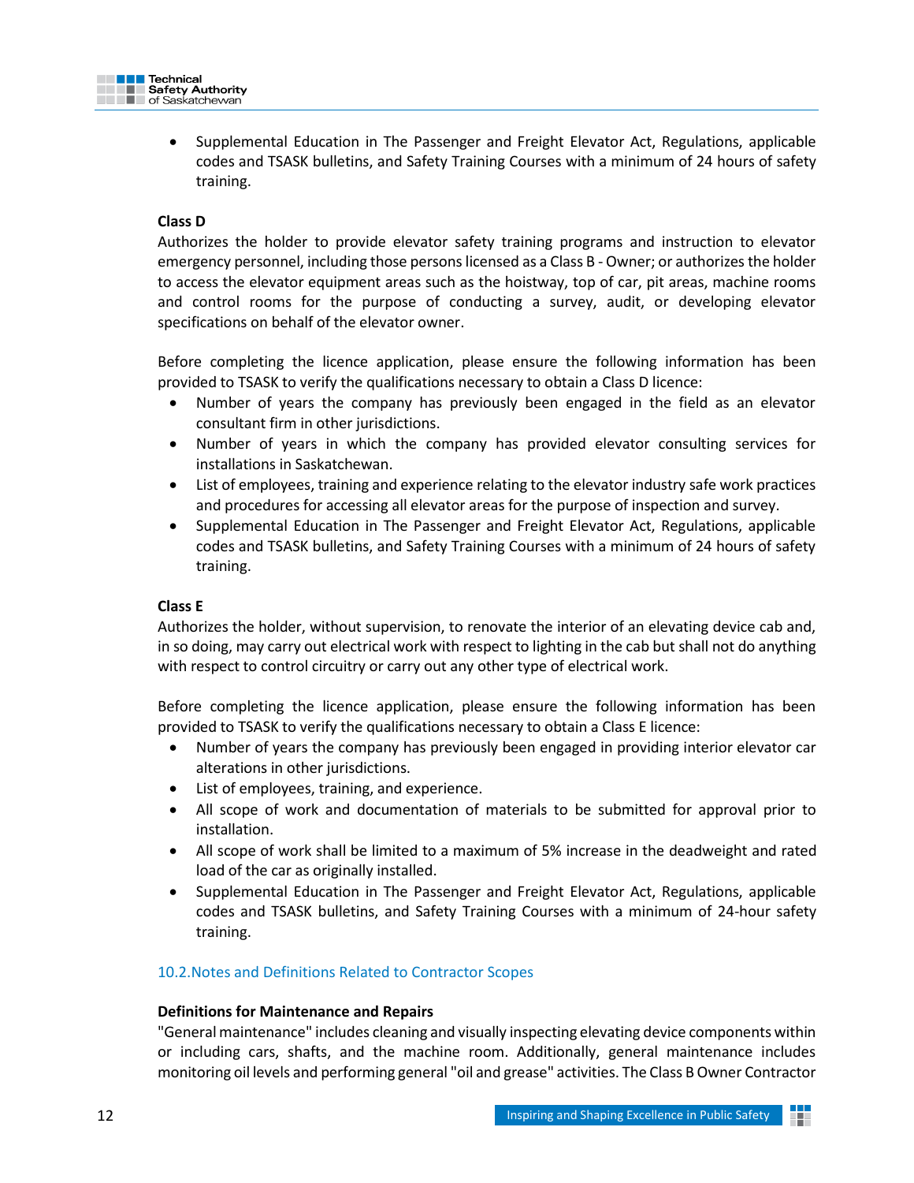- Supplemental Education in The Passenger and Freight Elevator Act, Regulations, applicable codes and TSASK bulletins, and Safety Training Courses with a minimum of 24 hours of safety training.

**Class D**

Authorizes the holder to provide elevator safety training programs and instruction to elevator emergency personnel, including those persons licensed as a Class B - Owner; or authorizes the holder to access the elevator equipment areas such as the hoistway, top of car, pit areas, machine rooms and control rooms for the purpose of conducting a survey, audit, or developing elevator specifications on behalf of the elevator owner.

Before completing the licence application, please ensure the following information has been provided to TSASK to verify the qualifications necessary to obtain a Class D licence:

- Number of years the company has previously been engaged in the field as an elevator consultant firm in other jurisdictions.
- Number of years in which the company has provided elevator consulting services for installations in Saskatchewan.
- List of employees, training and experience relating to the elevator industry safe work practices and procedures for accessing all elevator areas for the purpose of inspection and survey.
- Supplemental Education in The Passenger and Freight Elevator Act, Regulations, applicable codes and TSASK bulletins, and Safety Training Courses with a minimum of 24 hours of safety training.

**Class E**

Authorizes the holder, without supervision, to renovate the interior of an elevating device cab and, in so doing, may carry out electrical work with respect to lighting in the cab but shall not do anything with respect to control circuitry or carry out any other type of electrical work.

Before completing the licence application, please ensure the following information has been provided to TSASK to verify the qualifications necessary to obtain a Class E licence:

- Number of years the company has previously been engaged in providing interior elevator car alterations in other jurisdictions.
- List of employees, training, and experience.
- All scope of work and documentation of materials to be submitted for approval prior to installation.
- All scope of work shall be limited to a maximum of 5% increase in the deadweight and rated load of the car as originally installed.
- Supplemental Education in The Passenger and Freight Elevator Act, Regulations, applicable codes and TSASK bulletins, and Safety Training Courses with a minimum of 24-hour safety training.

## 10.2. Notes and Definitions Related to Contractor Scopes

**Definitions for Maintenance and Repairs**

"General maintenance" includes cleaning and visually inspecting elevating device components within or including cars, shafts, and the machine room. Additionally, general maintenance includes monitoring oil levels and performing general "oil and grease" activities. The Class B Owner Contractor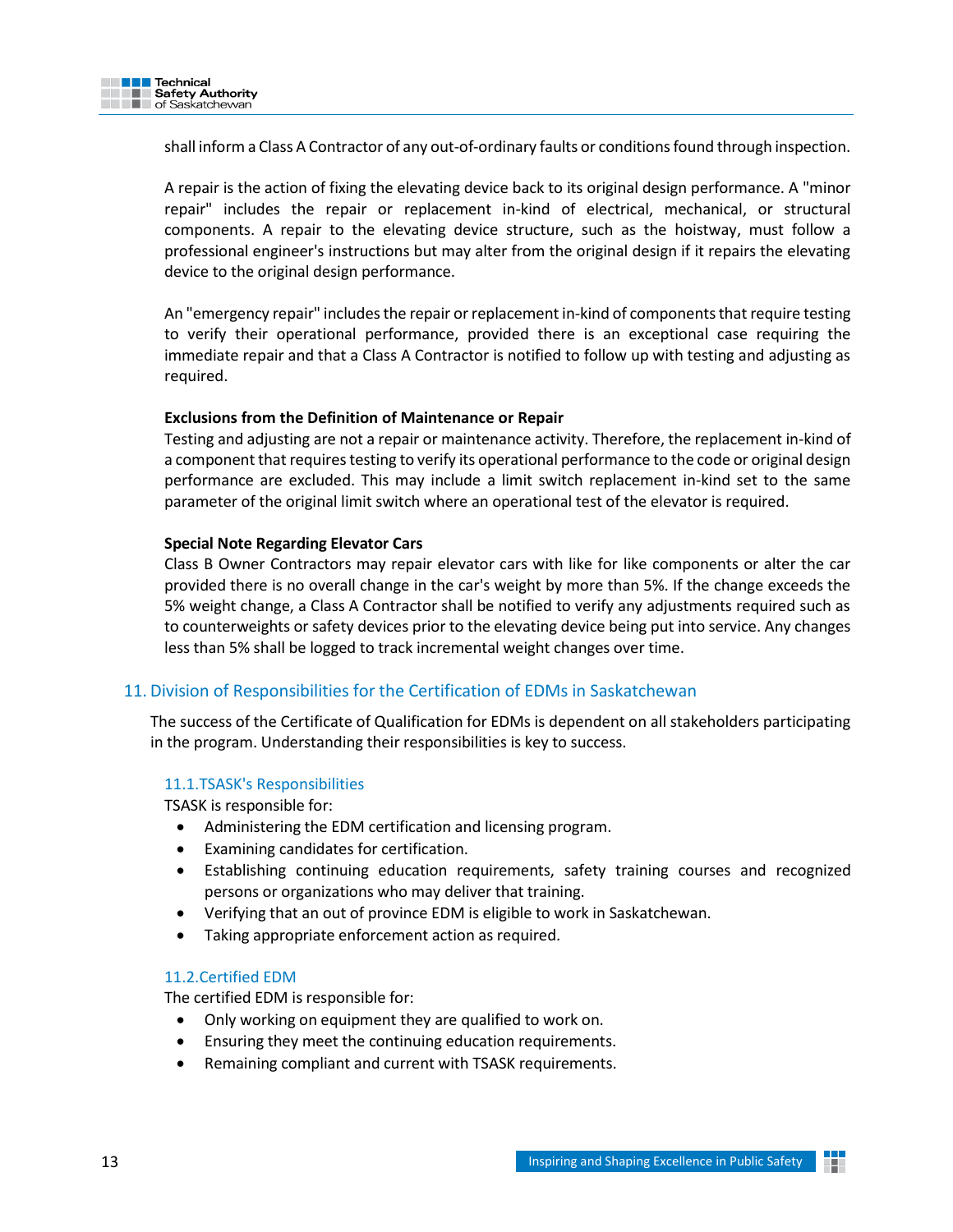shall inform a Class A Contractor of any out-of-ordinary faults or conditions found through inspection.

A repair is the action of fixing the elevating device back to its original design performance. A "minor repair" includes the repair or replacement in-kind of electrical, mechanical, or structural components. A repair to the elevating device structure, such as the hoistway, must follow a professional engineer's instructions but may alter from the original design if it repairs the elevating device to the original design performance.

An "emergency repair" includes the repair or replacement in-kind of components that require testing to verify their operational performance, provided there is an exceptional case requiring the immediate repair and that a Class A Contractor is notified to follow up with testing and adjusting as required.

**Exclusions from the Definition of Maintenance or Repair**

Testing and adjusting are not a repair or maintenance activity. Therefore, the replacement in-kind of a component that requires testing to verify its operational performance to the code or original design performance are excluded. This may include a limit switch replacement in-kind set to the same parameter of the original limit switch where an operational test of the elevator is required.

**Special Note Regarding Elevator Cars**

Class B Owner Contractors may repair elevator cars with like for like components or alter the car provided there is no overall change in the car's weight by more than 5%. If the change exceeds the 5% weight change, a Class A Contractor shall be notified to verify any adjustments required such as to counterweights or safety devices prior to the elevating device being put into service. Any changes less than 5% shall be logged to track incremental weight changes over time.

## 11. Division of Responsibilities for the Certification of EDMs in Saskatchewan

The success of the Certificate of Qualification for EDMs is dependent on all stakeholders participating in the program. Understanding their responsibilities is key to success.

### 11.1. TSASK's Responsibilities

TSASK is responsible for:

- Administering the EDM certification and licensing program.
- Examining candidates for certification.
- Establishing continuing education requirements, safety training courses and recognized persons or organizations who may deliver that training.
- Verifying that an out of province EDM is eligible to work in Saskatchewan.
- Taking appropriate enforcement action as required.

### 11.2. Certified EDM

The certified EDM is responsible for:

- Only working on equipment they are qualified to work on.
- Ensuring they meet the continuing education requirements.
- Remaining compliant and current with TSASK requirements.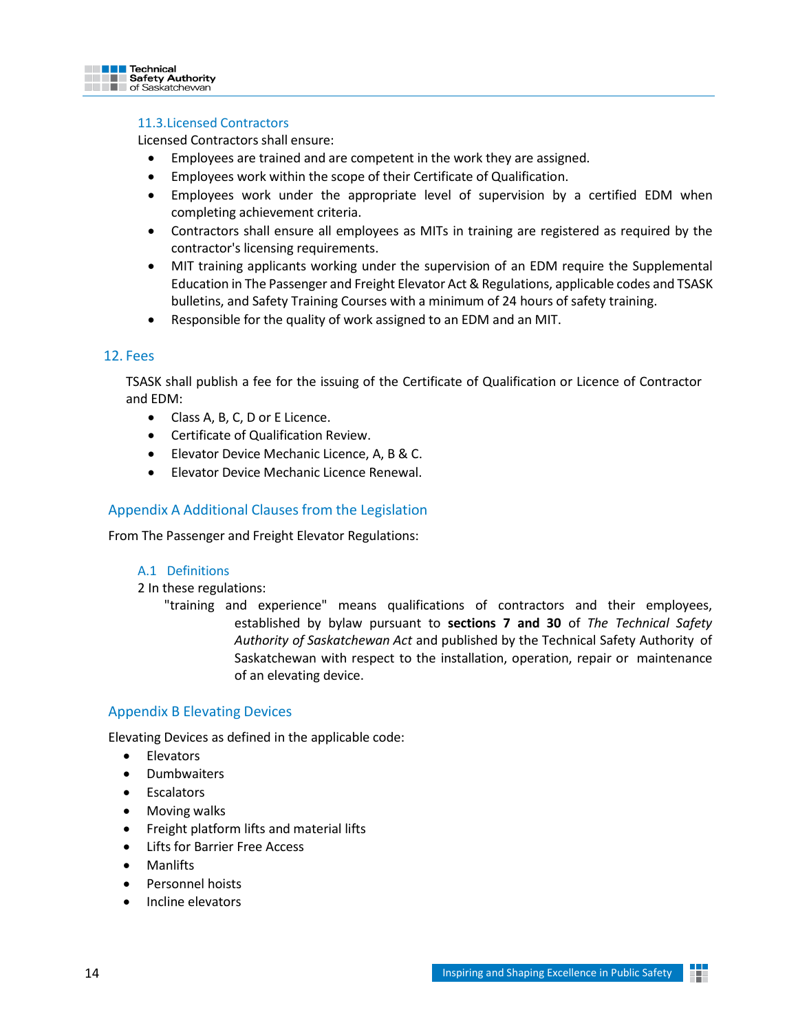### 11.3. Licensed Contractors

Licensed Contractors shall ensure:

- Employees are trained and are competent in the work they are assigned.
- Employees work within the scope of their Certificate of Qualification.
- Employees work under the appropriate level of supervision by a certified EDM when completing achievement criteria.
- Contractors shall ensure all employees as MITs in training are registered as required by the contractor's licensing requirements.
- MIT training applicants working under the supervision of an EDM require the Supplemental Education in The Passenger and Freight Elevator Act & Regulations, applicable codes and TSASK bulletins, and Safety Training Courses with a minimum of 24 hours of safety training.
- Responsible for the quality of work assigned to an EDM and an MIT.

## 12. Fees

TSASK shall publish a fee for the issuing of the Certificate of Qualification or Licence of Contractor and EDM:

- Class A, B, C, D or E Licence.
- Certificate of Qualification Review.
- Elevator Device Mechanic Licence, A, B & C.
- Elevator Device Mechanic Licence Renewal.

## Appendix A Additional Clauses from the Legislation

From The Passenger and Freight Elevator Regulations:

### A.1 Definitions

2 In these regulations:

"training and experience" means qualifications of contractors and their employees, established by bylaw pursuant to **sections 7 and 30** of *The Technical Safety Authority of Saskatchewan Act* and published by the Technical Safety Authority of Saskatchewan with respect to the installation, operation, repair or maintenance of an elevating device.

## Appendix B Elevating Devices

Elevating Devices as defined in the applicable code:

- Elevators
- Dumbwaiters
- Escalators
- Moving walks
- Freight platform lifts and material lifts
- Lifts for Barrier Free Access
- Manlifts
- Personnel hoists
- Incline elevators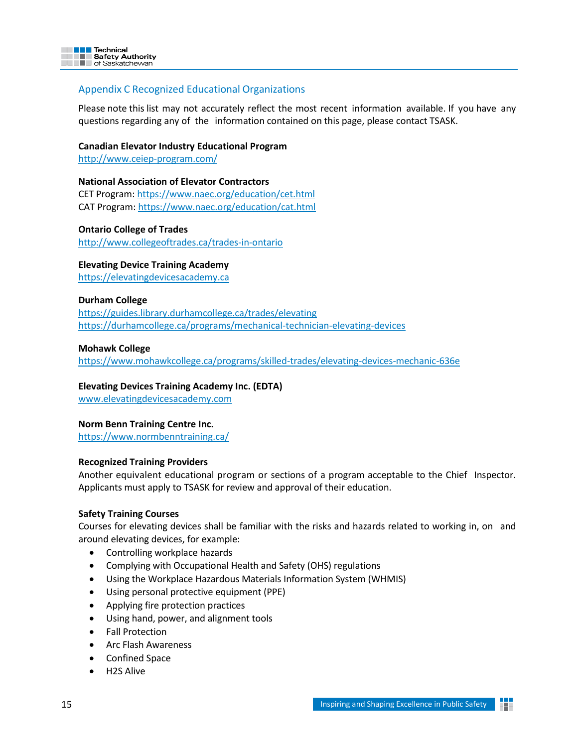## Appendix C Recognized Educational Organizations

Please note this list may not accurately reflect the most recent information available. If you have any questions regarding any of the information contained on this page, please contact TSASK.

**Canadian Elevator Industry Educational Program**
http://www.ceiep-program.com/

**National Association of Elevator Contractors**
CET Program: https://www.naec.org/education/cet.html
CAT Program: https://www.naec.org/education/cat.html

**Ontario College of Trades**
http://www.collegeoftrades.ca/trades-in-ontario

**Elevating Device Training Academy**
https://elevatingdevicesacademy.ca

**Durham College**
https://guides.library.durhamcollege.ca/trades/elevating
https://durhamcollege.ca/programs/mechanical-technician-elevating-devices

**Mohawk College**
https://www.mohawkcollege.ca/programs/skilled-trades/elevating-devices-mechanic-636e

**Elevating Devices Training Academy Inc. (EDTA)**
www.elevatingdevicesacademy.com

**Norm Benn Training Centre Inc.**
https://www.normbenntraining.ca/

**Recognized Training Providers**
Another equivalent educational program or sections of a program acceptable to the Chief Inspector. Applicants must apply to TSASK for review and approval of their education.

**Safety Training Courses**
Courses for elevating devices shall be familiar with the risks and hazards related to working in, on and around elevating devices, for example:

- Controlling workplace hazards
- Complying with Occupational Health and Safety (OHS) regulations
- Using the Workplace Hazardous Materials Information System (WHMIS)
- Using personal protective equipment (PPE)
- Applying fire protection practices
- Using hand, power, and alignment tools
- Fall Protection
- Arc Flash Awareness
- Confined Space
- H2S Alive